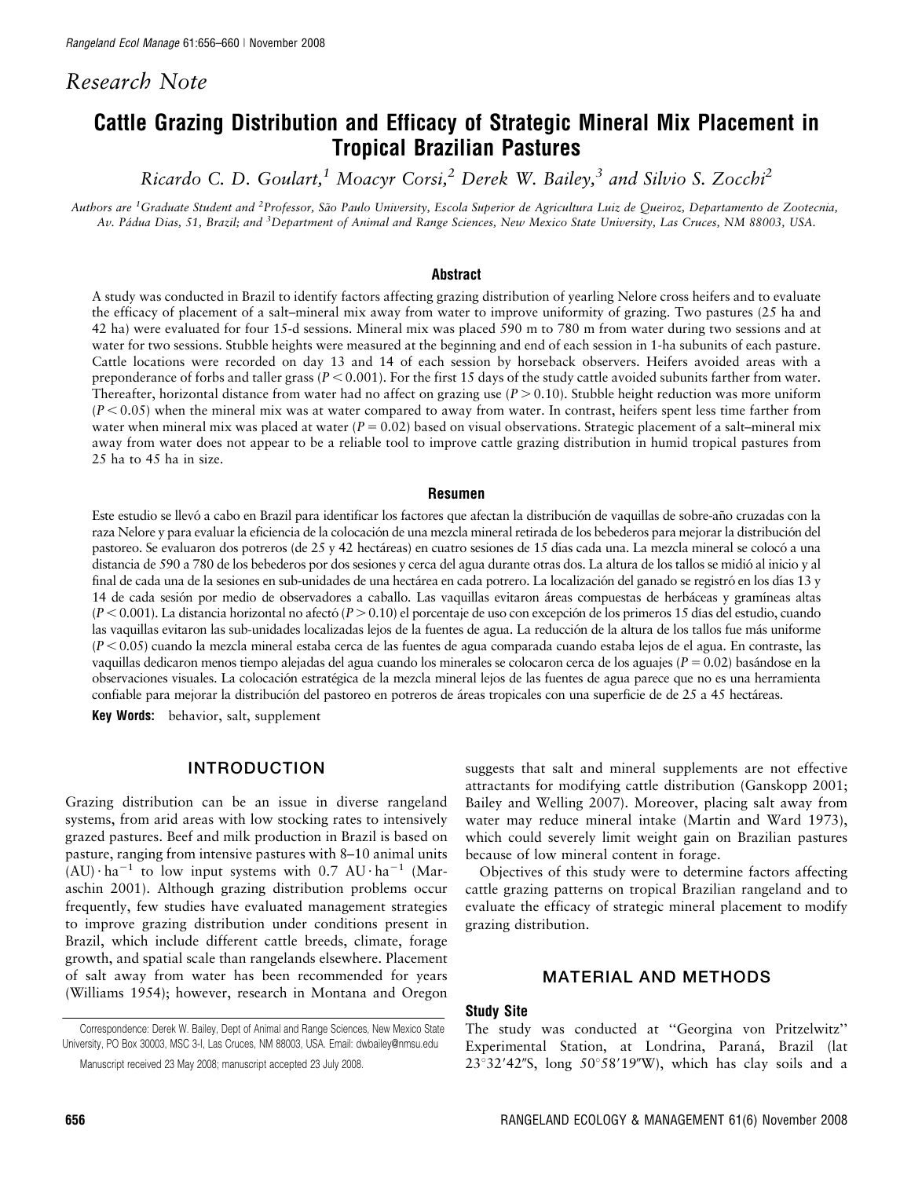*Research Note*

# Cattle Grazing Distribution and Efficacy of Strategic Mineral Mix Placement in Tropical Brazilian Pastures

*Ricardo C. D. Goulart,[1] Moacyr Corsi,[2] Derek W. Bailey,[3] and Silvio S. Zocchi[2]*

*Authors are [1]Graduate Student and [2]Professor, São Paulo University, Escola Superior de Agricultura Luiz de Queiroz, Departamento de Zootecnia, Av. Pádua Dias, 51, Brazil; and [3]Department of Animal and Range Sciences, New Mexico State University, Las Cruces, NM 88003, USA.*

## Abstract

A study was conducted in Brazil to identify factors affecting grazing distribution of yearling Nelore cross heifers and to evaluate the efficacy of placement of a salt–mineral mix away from water to improve uniformity of grazing. Two pastures (25 ha and 42 ha) were evaluated for four 15-d sessions. Mineral mix was placed 590 m to 780 m from water during two sessions and at water for two sessions. Stubble heights were measured at the beginning and end of each session in 1-ha subunits of each pasture. Cattle locations were recorded on day 13 and 14 of each session by horseback observers. Heifers avoided areas with a preponderance of forbs and taller grass ($P < 0.001$). For the first 15 days of the study cattle avoided subunits farther from water. Thereafter, horizontal distance from water had no affect on grazing use ($P > 0.10$). Stubble height reduction was more uniform ($P < 0.05$) when the mineral mix was at water compared to away from water. In contrast, heifers spent less time farther from water when mineral mix was placed at water ($P = 0.02$) based on visual observations. Strategic placement of a salt–mineral mix away from water does not appear to be a reliable tool to improve cattle grazing distribution in humid tropical pastures from 25 ha to 45 ha in size.

## Resumen

Este estudio se llevó a cabo en Brazil para identificar los factores que afectan la distribución de vaquillas de sobre-año cruzadas con la raza Nelore y para evaluar la eficiencia de la colocación de una mezcla mineral retirada de los bebederos para mejorar la distribución del pastoreo. Se evaluaron dos potreros (de 25 y 42 hectáreas) en cuatro sesiones de 15 días cada una. La mezcla mineral se colocó a una distancia de 590 a 780 de los bebederos por dos sesiones y cerca del agua durante otras dos. La altura de los tallos se midió al inicio y al final de cada una de la sesiones en sub-unidades de una hectárea en cada potrero. La localización del ganado se registró en los días 13 y 14 de cada sesión por medio de observadores a caballo. Las vaquillas evitaron áreas compuestas de herbáceas y gramíneas altas ($P < 0.001$). La distancia horizontal no afectó ($P > 0.10$) el porcentaje de uso con excepción de los primeros 15 días del estudio, cuando las vaquillas evitaron las sub-unidades localizadas lejos de la fuentes de agua. La reducción de la altura de los tallos fue más uniforme ($P < 0.05$) cuando la mezcla mineral estaba cerca de las fuentes de agua comparada cuando estaba lejos de el agua. En contraste, las vaquillas dedicaron menos tiempo alejadas del agua cuando los minerales se colocaron cerca de los aguajes ($P = 0.02$) basándose en las observaciones visuales. La colocación estratégica de la mezcla mineral lejos de las fuentes de agua parece que no es una herramienta confiable para mejorar la distribución del pastoreo en potreros de áreas tropicales con una superficie de de 25 a 45 hectáreas.

**Key Words:** behavior, salt, supplement

## INTRODUCTION

Grazing distribution can be an issue in diverse rangeland systems, from arid areas with low stocking rates to intensively grazed pastures. Beef and milk production in Brazil is based on pasture, ranging from intensive pastures with 8–10 animal units $(AU) \cdot ha^{-1}$ to low input systems with 0.7 $AU \cdot ha^{-1}$ (Maraschin 2001). Although grazing distribution problems occur frequently, few studies have evaluated management strategies to improve grazing distribution under conditions present in Brazil, which include different cattle breeds, climate, forage growth, and spatial scale than rangelands elsewhere. Placement of salt away from water has been recommended for years (Williams 1954); however, research in Montana and Oregon suggests that salt and mineral supplements are not effective attractants for modifying cattle distribution (Ganskopp 2001; Bailey and Welling 2007). Moreover, placing salt away from water may reduce mineral intake (Martin and Ward 1973), which could severely limit weight gain on Brazilian pastures because of low mineral content in forage.

Objectives of this study were to determine factors affecting cattle grazing patterns on tropical Brazilian rangeland and to evaluate the efficacy of strategic mineral placement to modify grazing distribution.

## MATERIAL AND METHODS

### Study Site

The study was conducted at "Georgina von Pritzelwitz" Experimental Station, at Londrina, Paraná, Brazil (lat 23°32′42″S, long 50°58′19″W), which has clay soils and a

Correspondence: Derek W. Bailey, Dept of Animal and Range Sciences, New Mexico State University, PO Box 30003, MSC 3-I, Las Cruces, NM 88003, USA. Email: dwbailey@nmsu.edu

Manuscript received 23 May 2008; manuscript accepted 23 July 2008.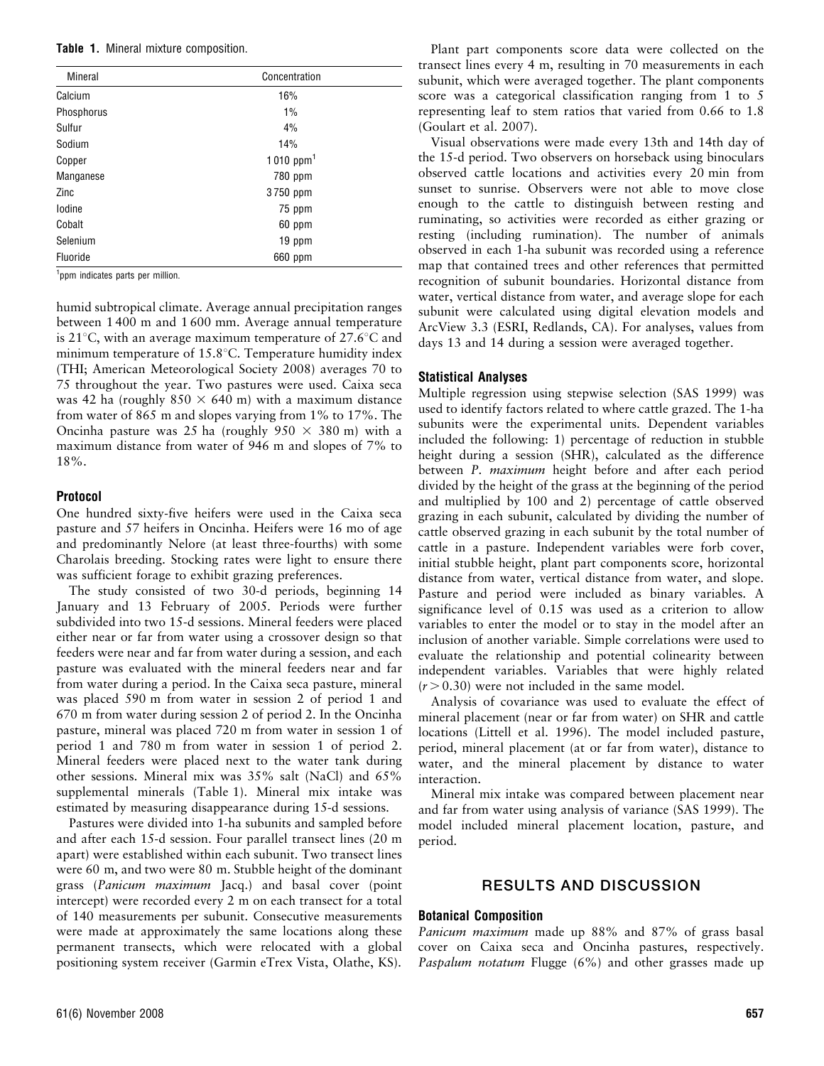**Table 1.** Mineral mixture composition.

| Mineral | Concentration |
|---|---|
| Calcium | 16% |
| Phosphorus | 1% |
| Sulfur | 4% |
| Sodium | 14% |
| Copper | 1 010 ppm[1] |
| Manganese | 780 ppm |
| Zinc | 3 750 ppm |
| Iodine | 75 ppm |
| Cobalt | 60 ppm |
| Selenium | 19 ppm |
| Fluoride | 660 ppm |

[1]ppm indicates parts per million.

humid subtropical climate. Average annual precipitation ranges between 1 400 m and 1 600 mm. Average annual temperature is 21°C, with an average maximum temperature of 27.6°C and minimum temperature of 15.8°C. Temperature humidity index (THI; American Meteorological Society 2008) averages 70 to 75 throughout the year. Two pastures were used. Caixa seca was 42 ha (roughly 850 × 640 m) with a maximum distance from water of 865 m and slopes varying from 1% to 17%. The Oncinha pasture was 25 ha (roughly 950 × 380 m) with a maximum distance from water of 946 m and slopes of 7% to 18%.

### Protocol

One hundred sixty-five heifers were used in the Caixa seca pasture and 57 heifers in Oncinha. Heifers were 16 mo of age and predominantly Nelore (at least three-fourths) with some Charolais breeding. Stocking rates were light to ensure there was sufficient forage to exhibit grazing preferences.

The study consisted of two 30-d periods, beginning 14 January and 13 February of 2005. Periods were further subdivided into two 15-d sessions. Mineral feeders were placed either near or far from water using a crossover design so that feeders were near and far from water during a session, and each pasture was evaluated with the mineral feeders near and far from water during a period. In the Caixa seca pasture, mineral was placed 590 m from water in session 2 of period 1 and 670 m from water during session 2 of period 2. In the Oncinha pasture, mineral was placed 720 m from water in session 1 of period 1 and 780 m from water in session 1 of period 2. Mineral feeders were placed next to the water tank during other sessions. Mineral mix was 35% salt (NaCl) and 65% supplemental minerals (Table 1). Mineral mix intake was estimated by measuring disappearance during 15-d sessions.

Pastures were divided into 1-ha subunits and sampled before and after each 15-d session. Four parallel transect lines (20 m apart) were established within each subunit. Two transect lines were 60 m, and two were 80 m. Stubble height of the dominant grass (*Panicum maximum* Jacq.) and basal cover (point intercept) were recorded every 2 m on each transect for a total of 140 measurements per subunit. Consecutive measurements were made at approximately the same locations along these permanent transects, which were relocated with a global positioning system receiver (Garmin eTrex Vista, Olathe, KS).

Plant part components score data were collected on the transect lines every 4 m, resulting in 70 measurements in each subunit, which were averaged together. The plant components score was a categorical classification ranging from 1 to 5 representing leaf to stem ratios that varied from 0.66 to 1.8 (Goulart et al. 2007).

Visual observations were made every 13th and 14th day of the 15-d period. Two observers on horseback using binoculars observed cattle locations and activities every 20 min from sunset to sunrise. Observers were not able to move close enough to the cattle to distinguish between resting and ruminating, so activities were recorded as either grazing or resting (including rumination). The number of animals observed in each 1-ha subunit was recorded using a reference map that contained trees and other references that permitted recognition of subunit boundaries. Horizontal distance from water, vertical distance from water, and average slope for each subunit were calculated using digital elevation models and ArcView 3.3 (ESRI, Redlands, CA). For analyses, values from days 13 and 14 during a session were averaged together.

### Statistical Analyses

Multiple regression using stepwise selection (SAS 1999) was used to identify factors related to where cattle grazed. The 1-ha subunits were the experimental units. Dependent variables included the following: 1) percentage of reduction in stubble height during a session (SHR), calculated as the difference between *P. maximum* height before and after each period divided by the height of the grass at the beginning of the period and multiplied by 100 and 2) percentage of cattle observed grazing in each subunit, calculated by dividing the number of cattle observed grazing in each subunit by the total number of cattle in a pasture. Independent variables were forb cover, initial stubble height, plant part components score, horizontal distance from water, vertical distance from water, and slope. Pasture and period were included as binary variables. A significance level of 0.15 was used as a criterion to allow variables to enter the model or to stay in the model after an inclusion of another variable. Simple correlations were used to evaluate the relationship and potential colinearity between independent variables. Variables that were highly related ($r > 0.30$) were not included in the same model.

Analysis of covariance was used to evaluate the effect of mineral placement (near or far from water) on SHR and cattle locations (Littell et al. 1996). The model included pasture, period, mineral placement (at or far from water), distance to water, and the mineral placement by distance to water interaction.

Mineral mix intake was compared between placement near and far from water using analysis of variance (SAS 1999). The model included mineral placement location, pasture, and period.

## RESULTS AND DISCUSSION

### Botanical Composition

*Panicum maximum* made up 88% and 87% of grass basal cover on Caixa seca and Oncinha pastures, respectively. *Paspalum notatum* Flugge (6%) and other grasses made up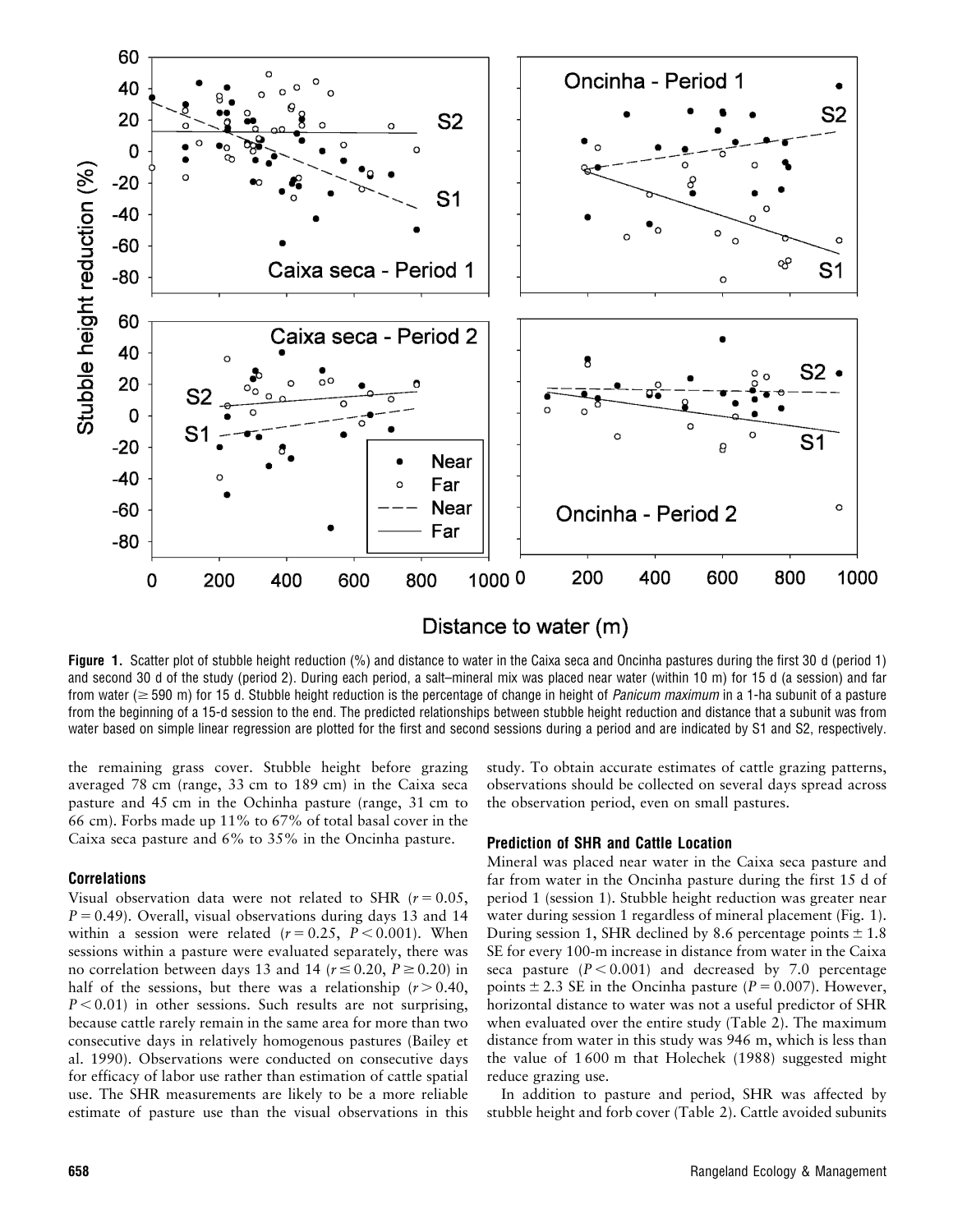**Figure 1.** Scatter plot of stubble height reduction (%) and distance to water in the Caixa seca and Oncinha pastures during the first 30 d (period 1) and second 30 d of the study (period 2). During each period, a salt–mineral mix was placed near water (within 10 m) for 15 d (a session) and far from water (≥ 590 m) for 15 d. Stubble height reduction is the percentage of change in height of *Panicum maximum* in a 1-ha subunit of a pasture from the beginning of a 15-d session to the end. The predicted relationships between stubble height reduction and distance that a subunit was from water based on simple linear regression are plotted for the first and second sessions during a period and are indicated by S1 and S2, respectively.

the remaining grass cover. Stubble height before grazing averaged 78 cm (range, 33 cm to 189 cm) in the Caixa seca pasture and 45 cm in the Ochinha pasture (range, 31 cm to 66 cm). Forbs made up 11% to 67% of total basal cover in the Caixa seca pasture and 6% to 35% in the Oncinha pasture.

### Correlations

Visual observation data were not related to SHR ($r = 0.05$, $P = 0.49$). Overall, visual observations during days 13 and 14 within a session were related ($r = 0.25$, $P < 0.001$). When sessions within a pasture were evaluated separately, there was no correlation between days 13 and 14 ($r \leq 0.20$, $P \geq 0.20$) in half of the sessions, but there was a relationship ($r > 0.40$, $P < 0.01$) in other sessions. Such results are not surprising, because cattle rarely remain in the same area for more than two consecutive days in relatively homogenous pastures (Bailey et al. 1990). Observations were conducted on consecutive days for efficacy of labor use rather than estimation of cattle spatial use. The SHR measurements are likely to be a more reliable estimate of pasture use than the visual observations in this study. To obtain accurate estimates of cattle grazing patterns, observations should be collected on several days spread across the observation period, even on small pastures.

### Prediction of SHR and Cattle Location

Mineral was placed near water in the Caixa seca pasture and far from water in the Oncinha pasture during the first 15 d of period 1 (session 1). Stubble height reduction was greater near water during session 1 regardless of mineral placement (Fig. 1). During session 1, SHR declined by 8.6 percentage points ± 1.8 SE for every 100-m increase in distance from water in the Caixa seca pasture ($P < 0.001$) and decreased by 7.0 percentage points ± 2.3 SE in the Oncinha pasture ($P = 0.007$). However, horizontal distance to water was not a useful predictor of SHR when evaluated over the entire study (Table 2). The maximum distance from water in this study was 946 m, which is less than the value of 1 600 m that Holechek (1988) suggested might reduce grazing use.

In addition to pasture and period, SHR was affected by stubble height and forb cover (Table 2). Cattle avoided subunits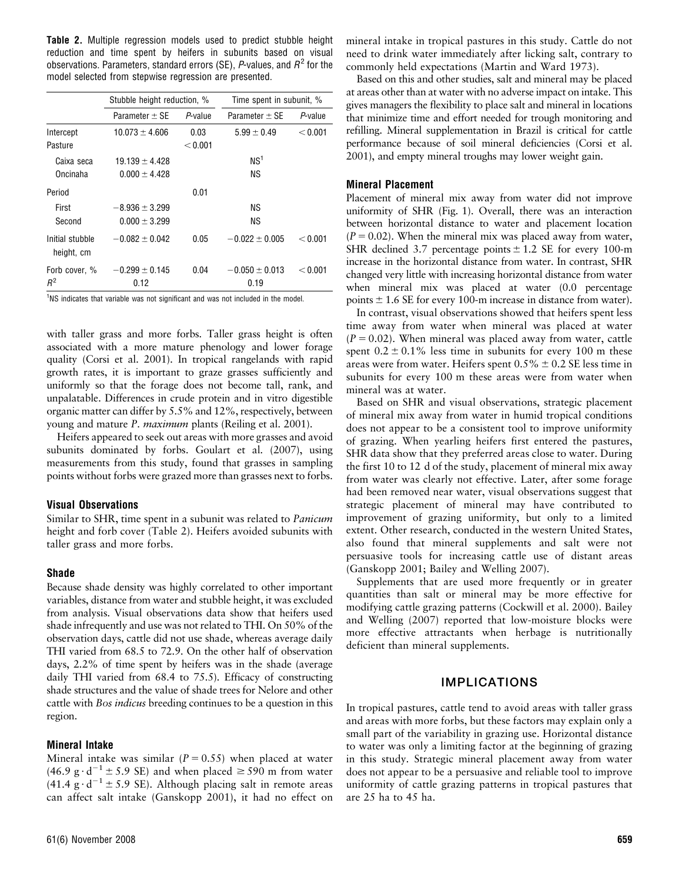**Table 2.** Multiple regression models used to predict stubble height reduction and time spent by heifers in subunits based on visual observations. Parameters, standard errors (SE), *P*-values, and $R^2$ for the model selected from stepwise regression are presented.

| | Stubble height reduction, % | | Time spent in subunit, % | |
|---|---|---|---|---|
| | Parameter ± SE | *P*-value | Parameter ± SE | *P*-value |
| Intercept | 10.073 ± 4.606 | 0.03 | 5.99 ± 0.49 | < 0.001 |
| Pasture | | < 0.001 | | |
| Caixa seca | 19.139 ± 4.428 | | NS[1] | |
| Oncinaha | 0.000 ± 4.428 | | NS | |
| Period | | 0.01 | | |
| First | −8.936 ± 3.299 | | NS | |
| Second | 0.000 ± 3.299 | | NS | |
| Initial stubble height, cm | −0.082 ± 0.042 | 0.05 | −0.022 ± 0.005 | < 0.001 |
| Forb cover, % | −0.299 ± 0.145 | 0.04 | −0.050 ± 0.013 | < 0.001 |
| $R^2$ | 0.12 | | 0.19 | |

[1]NS indicates that variable was not significant and was not included in the model.

with taller grass and more forbs. Taller grass height is often associated with a more mature phenology and lower forage quality (Corsi et al. 2001). In tropical rangelands with rapid growth rates, it is important to graze grasses sufficiently and uniformly so that the forage does not become tall, rank, and unpalatable. Differences in crude protein and in vitro digestible organic matter can differ by 5.5% and 12%, respectively, between young and mature *P. maximum* plants (Reiling et al. 2001).

Heifers appeared to seek out areas with more grasses and avoid subunits dominated by forbs. Goulart et al. (2007), using measurements from this study, found that grasses in sampling points without forbs were grazed more than grasses next to forbs.

### Visual Observations

Similar to SHR, time spent in a subunit was related to *Panicum* height and forb cover (Table 2). Heifers avoided subunits with taller grass and more forbs.

### Shade

Because shade density was highly correlated to other important variables, distance from water and stubble height, it was excluded from analysis. Visual observations data show that heifers used shade infrequently and use was not related to THI. On 50% of the observation days, cattle did not use shade, whereas average daily THI varied from 68.5 to 72.9. On the other half of observation days, 2.2% of time spent by heifers was in the shade (average daily THI varied from 68.4 to 75.5). Efficacy of constructing shade structures and the value of shade trees for Nelore and other cattle with *Bos indicus* breeding continues to be a question in this region.

### Mineral Intake

Mineral intake was similar ($P = 0.55$) when placed at water ($46.9\ \mathrm{g \cdot d^{-1}} \pm 5.9$ SE) and when placed ≥ 590 m from water ($41.4\ \mathrm{g \cdot d^{-1}} \pm 5.9$ SE). Although placing salt in remote areas can affect salt intake (Ganskopp 2001), it had no effect on mineral intake in tropical pastures in this study. Cattle do not need to drink water immediately after licking salt, contrary to commonly held expectations (Martin and Ward 1973).

Based on this and other studies, salt and mineral may be placed at areas other than at water with no adverse impact on intake. This gives managers the flexibility to place salt and mineral in locations that minimize time and effort needed for trough monitoring and refilling. Mineral supplementation in Brazil is critical for cattle performance because of soil mineral deficiencies (Corsi et al. 2001), and empty mineral troughs may lower weight gain.

### Mineral Placement

Placement of mineral mix away from water did not improve uniformity of SHR (Fig. 1). Overall, there was an interaction between horizontal distance to water and placement location ($P = 0.02$). When the mineral mix was placed away from water, SHR declined 3.7 percentage points ± 1.2 SE for every 100-m increase in the horizontal distance from water. In contrast, SHR changed very little with increasing horizontal distance from water when mineral mix was placed at water (0.0 percentage points ± 1.6 SE for every 100-m increase in distance from water).

In contrast, visual observations showed that heifers spent less time away from water when mineral was placed at water ($P = 0.02$). When mineral was placed away from water, cattle spent 0.2 ± 0.1% less time in subunits for every 100 m these areas were from water. Heifers spent 0.5% ± 0.2 SE less time in subunits for every 100 m these areas were from water when mineral was at water.

Based on SHR and visual observations, strategic placement of mineral mix away from water in humid tropical conditions does not appear to be a consistent tool to improve uniformity of grazing. When yearling heifers first entered the pastures, SHR data show that they preferred areas close to water. During the first 10 to 12 d of the study, placement of mineral mix away from water was clearly not effective. Later, after some forage had been removed near water, visual observations suggest that strategic placement of mineral may have contributed to improvement of grazing uniformity, but only to a limited extent. Other research, conducted in the western United States, also found that mineral supplements and salt were not persuasive tools for increasing cattle use of distant areas (Ganskopp 2001; Bailey and Welling 2007).

Supplements that are used more frequently or in greater quantities than salt or mineral may be more effective for modifying cattle grazing patterns (Cockwill et al. 2000). Bailey and Welling (2007) reported that low-moisture blocks were more effective attractants when herbage is nutritionally deficient than mineral supplements.

## IMPLICATIONS

In tropical pastures, cattle tend to avoid areas with taller grass and areas with more forbs, but these factors may explain only a small part of the variability in grazing use. Horizontal distance to water was only a limiting factor at the beginning of grazing in this study. Strategic mineral placement away from water does not appear to be a persuasive and reliable tool to improve uniformity of cattle grazing patterns in tropical pastures that are 25 ha to 45 ha.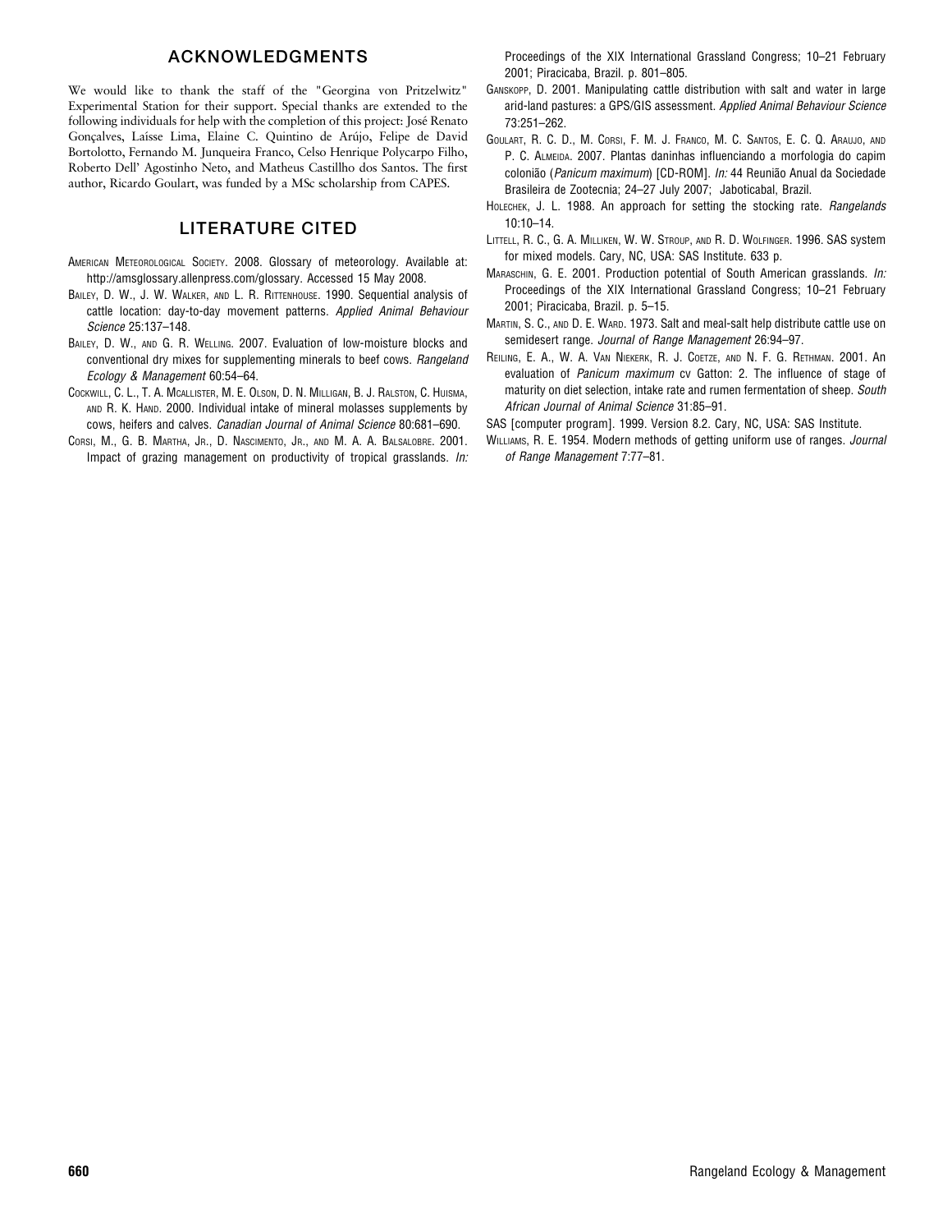## ACKNOWLEDGMENTS

We would like to thank the staff of the "Georgina von Pritzelwitz" Experimental Station for their support. Special thanks are extended to the following individuals for help with the completion of this project: José Renato Gonçalves, Laísse Lima, Elaine C. Quintino de Arújo, Felipe de David Bortolotto, Fernando M. Junqueira Franco, Celso Henrique Polycarpo Filho, Roberto Dell' Agostinho Neto, and Matheus Castillho dos Santos. The first author, Ricardo Goulart, was funded by a MSc scholarship from CAPES.

## LITERATURE CITED

American Meteorological Society. 2008. Glossary of meteorology. Available at: http://amsglossary.allenpress.com/glossary. Accessed 15 May 2008.

Bailey, D. W., J. W. Walker, and L. R. Rittenhouse. 1990. Sequential analysis of cattle location: day-to-day movement patterns. *Applied Animal Behaviour Science* 25:137–148.

Bailey, D. W., and G. R. Welling. 2007. Evaluation of low-moisture blocks and conventional dry mixes for supplementing minerals to beef cows. *Rangeland Ecology & Management* 60:54–64.

Cockwill, C. L., T. A. Mcallister, M. E. Olson, D. N. Milligan, B. J. Ralston, C. Huisma, and R. K. Hand. 2000. Individual intake of mineral molasses supplements by cows, heifers and calves. *Canadian Journal of Animal Science* 80:681–690.

Corsi, M., G. B. Martha, Jr., D. Nascimento, Jr., and M. A. A. Balsalobre. 2001. Impact of grazing management on productivity of tropical grasslands. *In:* Proceedings of the XIX International Grassland Congress; 10–21 February 2001; Piracicaba, Brazil. p. 801–805.

Ganskopp, D. 2001. Manipulating cattle distribution with salt and water in large arid-land pastures: a GPS/GIS assessment. *Applied Animal Behaviour Science* 73:251–262.

Goulart, R. C. D., M. Corsi, F. M. J. Franco, M. C. Santos, E. C. Q. Araujo, and P. C. Almeida. 2007. Plantas daninhas influenciando a morfologia do capim colonião (*Panicum maximum*) [CD-ROM]. *In:* 44 Reunião Anual da Sociedade Brasileira de Zootecnia; 24–27 July 2007; Jaboticabal, Brazil.

Holechek, J. L. 1988. An approach for setting the stocking rate. *Rangelands* 10:10–14.

Littell, R. C., G. A. Milliken, W. W. Stroup, and R. D. Wolfinger. 1996. SAS system for mixed models. Cary, NC, USA: SAS Institute. 633 p.

Maraschin, G. E. 2001. Production potential of South American grasslands. *In:* Proceedings of the XIX International Grassland Congress; 10–21 February 2001; Piracicaba, Brazil. p. 5–15.

Martin, S. C., and D. E. Ward. 1973. Salt and meal-salt help distribute cattle use on semidesert range. *Journal of Range Management* 26:94–97.

Reiling, E. A., W. A. Van Niekerk, R. J. Coetze, and N. F. G. Rethman. 2001. An evaluation of *Panicum maximum* cv Gatton: 2. The influence of stage of maturity on diet selection, intake rate and rumen fermentation of sheep. *South African Journal of Animal Science* 31:85–91.

SAS [computer program]. 1999. Version 8.2. Cary, NC, USA: SAS Institute.

Williams, R. E. 1954. Modern methods of getting uniform use of ranges. *Journal of Range Management* 7:77–81.